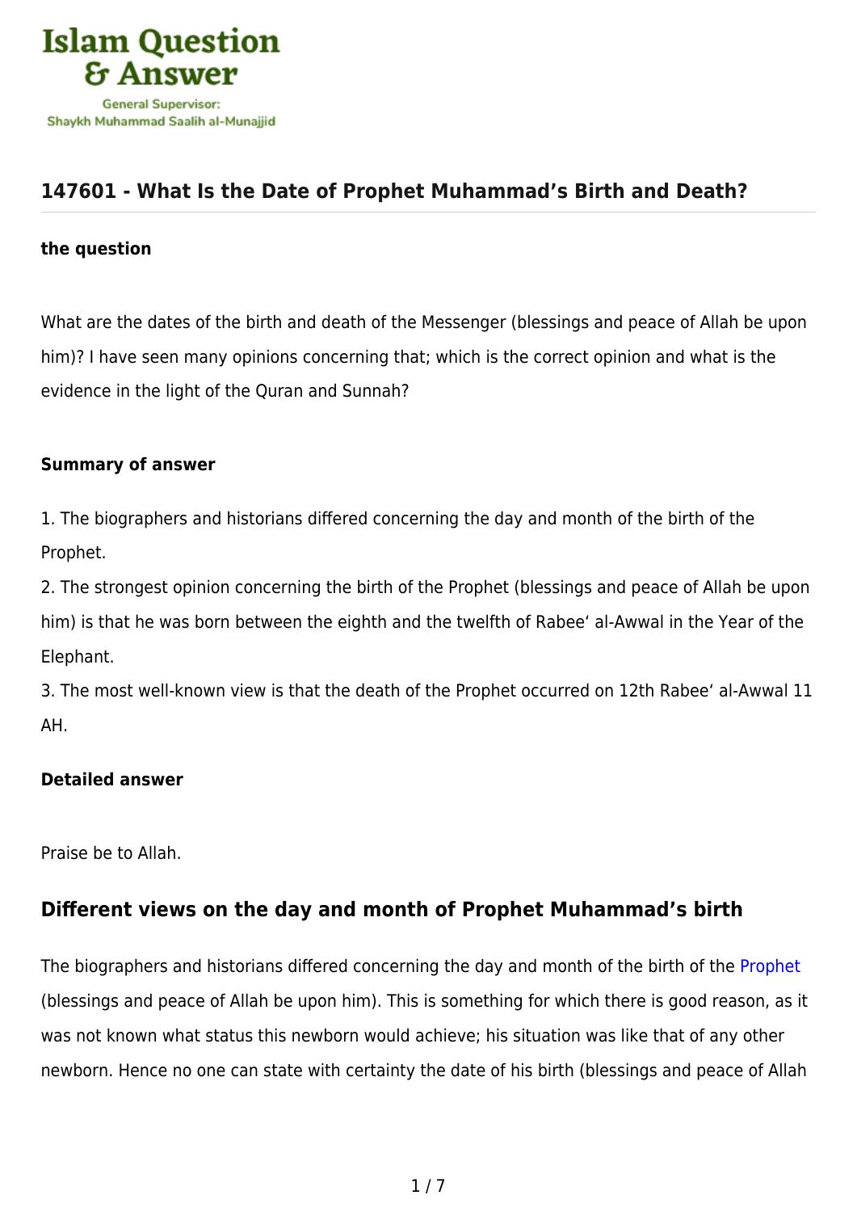# 147601 - What Is the Date of Prophet Muhammad's Birth and Death?

**the question**

What are the dates of the birth and death of the Messenger (blessings and peace of Allah be upon him)? I have seen many opinions concerning that; which is the correct opinion and what is the evidence in the light of the Quran and Sunnah?

**Summary of answer**

1. The biographers and historians differed concerning the day and month of the birth of the Prophet.
2. The strongest opinion concerning the birth of the Prophet (blessings and peace of Allah be upon him) is that he was born between the eighth and the twelfth of Rabee' al-Awwal in the Year of the Elephant.
3. The most well-known view is that the death of the Prophet occurred on 12th Rabee' al-Awwal 11 AH.

**Detailed answer**

Praise be to Allah.

## Different views on the day and month of Prophet Muhammad's birth

The biographers and historians differed concerning the day and month of the birth of the Prophet (blessings and peace of Allah be upon him). This is something for which there is good reason, as it was not known what status this newborn would achieve; his situation was like that of any other newborn. Hence no one can state with certainty the date of his birth (blessings and peace of Allah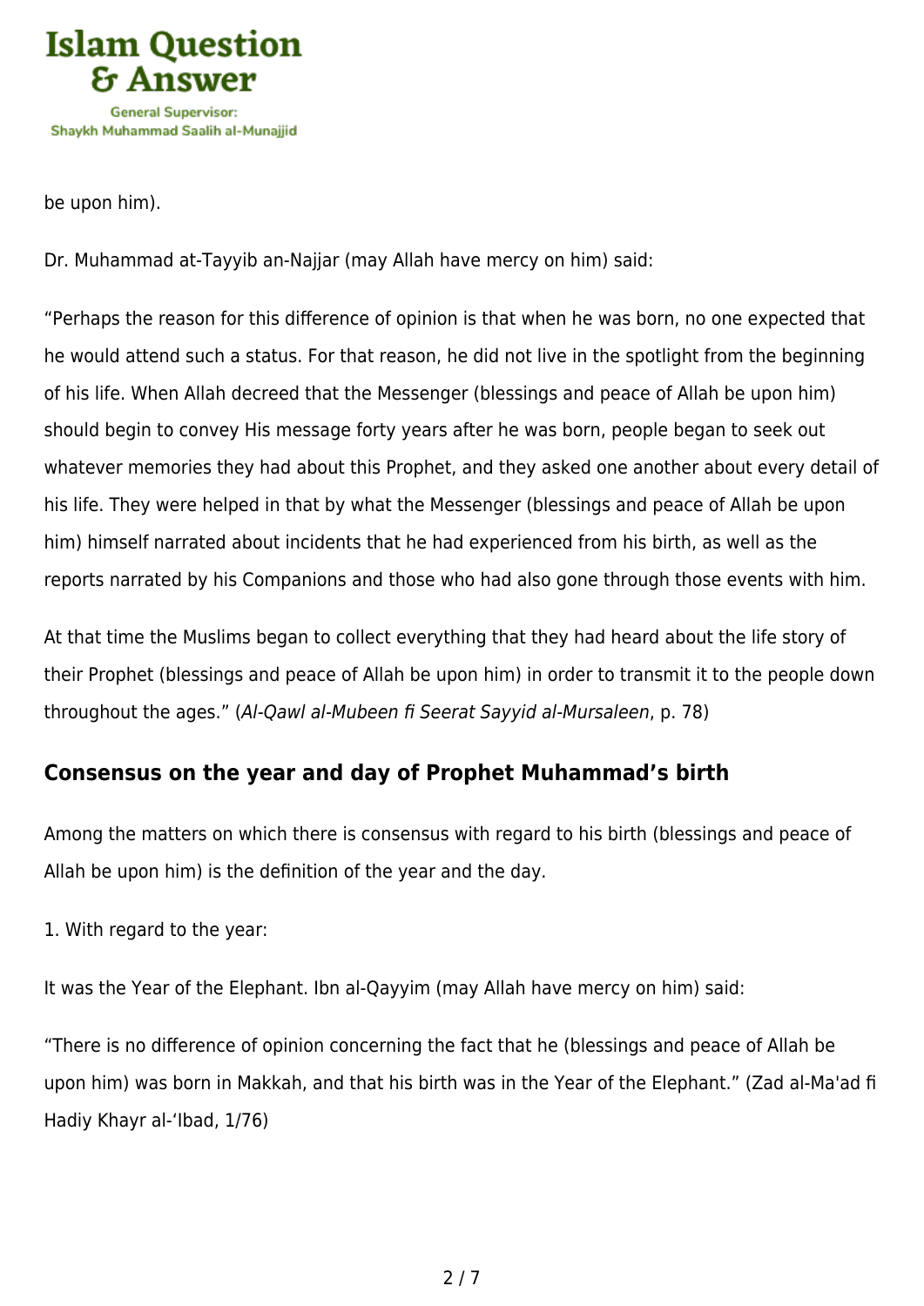be upon him).

Dr. Muhammad at-Tayyib an-Najjar (may Allah have mercy on him) said:

“Perhaps the reason for this difference of opinion is that when he was born, no one expected that he would attend such a status. For that reason, he did not live in the spotlight from the beginning of his life. When Allah decreed that the Messenger (blessings and peace of Allah be upon him) should begin to convey His message forty years after he was born, people began to seek out whatever memories they had about this Prophet, and they asked one another about every detail of his life. They were helped in that by what the Messenger (blessings and peace of Allah be upon him) himself narrated about incidents that he had experienced from his birth, as well as the reports narrated by his Companions and those who had also gone through those events with him.

At that time the Muslims began to collect everything that they had heard about the life story of their Prophet (blessings and peace of Allah be upon him) in order to transmit it to the people down throughout the ages.” (*Al-Qawl al-Mubeen fi Seerat Sayyid al-Mursaleen*, p. 78)

### Consensus on the year and day of Prophet Muhammad’s birth

Among the matters on which there is consensus with regard to his birth (blessings and peace of Allah be upon him) is the definition of the year and the day.

1. With regard to the year:

It was the Year of the Elephant. Ibn al-Qayyim (may Allah have mercy on him) said:

“There is no difference of opinion concerning the fact that he (blessings and peace of Allah be upon him) was born in Makkah, and that his birth was in the Year of the Elephant.” (Zad al-Ma'ad fi Hadiy Khayr al-‘Ibad, 1/76)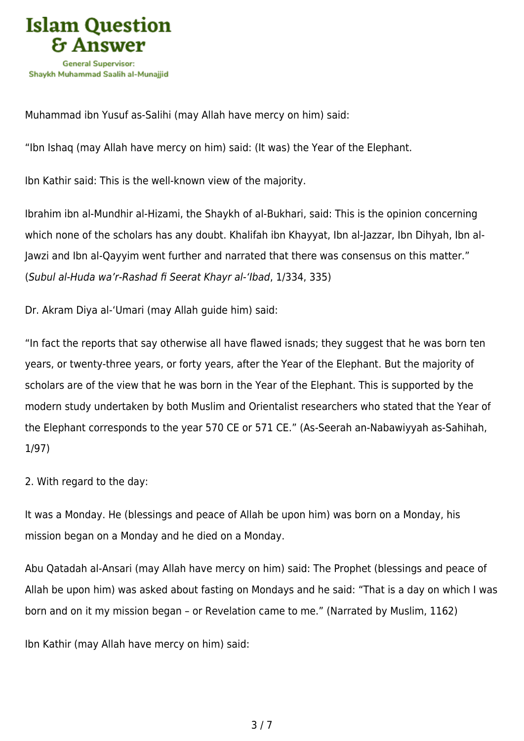Muhammad ibn Yusuf as-Salihi (may Allah have mercy on him) said:

"Ibn Ishaq (may Allah have mercy on him) said: (It was) the Year of the Elephant.

Ibn Kathir said: This is the well-known view of the majority.

Ibrahim ibn al-Mundhir al-Hizami, the Shaykh of al-Bukhari, said: This is the opinion concerning which none of the scholars has any doubt. Khalifah ibn Khayyat, Ibn al-Jazzar, Ibn Dihyah, Ibn al-Jawzi and Ibn al-Qayyim went further and narrated that there was consensus on this matter." (*Subul al-Huda wa'r-Rashad fi Seerat Khayr al-'Ibad*, 1/334, 335)

Dr. Akram Diya al-'Umari (may Allah guide him) said:

"In fact the reports that say otherwise all have flawed isnads; they suggest that he was born ten years, or twenty-three years, or forty years, after the Year of the Elephant. But the majority of scholars are of the view that he was born in the Year of the Elephant. This is supported by the modern study undertaken by both Muslim and Orientalist researchers who stated that the Year of the Elephant corresponds to the year 570 CE or 571 CE." (As-Seerah an-Nabawiyyah as-Sahihah, 1/97)

2. With regard to the day:

It was a Monday. He (blessings and peace of Allah be upon him) was born on a Monday, his mission began on a Monday and he died on a Monday.

Abu Qatadah al-Ansari (may Allah have mercy on him) said: The Prophet (blessings and peace of Allah be upon him) was asked about fasting on Mondays and he said: "That is a day on which I was born and on it my mission began – or Revelation came to me." (Narrated by Muslim, 1162)

Ibn Kathir (may Allah have mercy on him) said: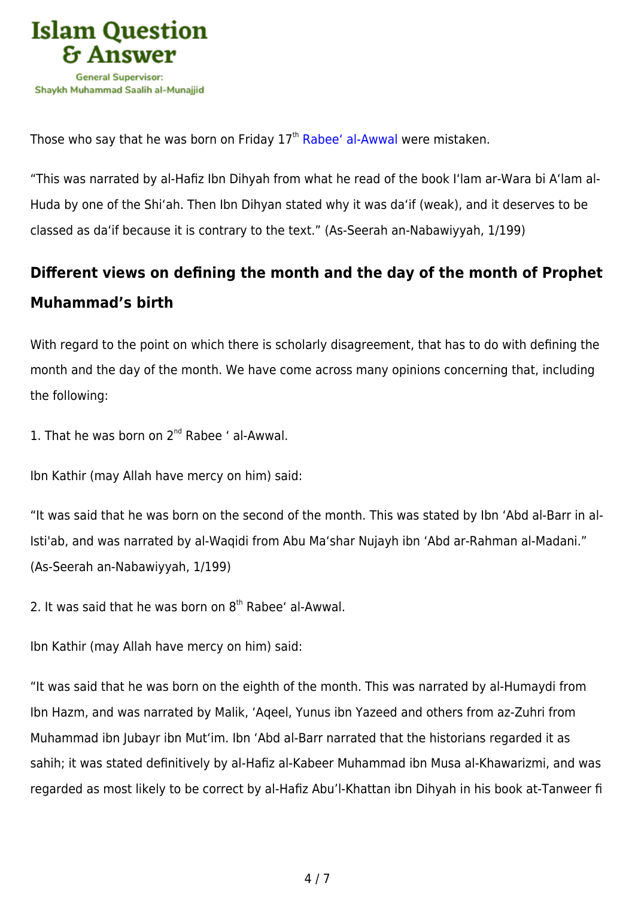Those who say that he was born on Friday 17th Rabee‘ al-Awwal were mistaken.

“This was narrated by al-Hafiz Ibn Dihyah from what he read of the book I‘lam ar-Wara bi A‘lam al-Huda by one of the Shi‘ah. Then Ibn Dihyan stated why it was da‘if (weak), and it deserves to be classed as da‘if because it is contrary to the text.” (As-Seerah an-Nabawiyyah, 1/199)

## Different views on defining the month and the day of the month of Prophet Muhammad’s birth

With regard to the point on which there is scholarly disagreement, that has to do with defining the month and the day of the month. We have come across many opinions concerning that, including the following:

1. That he was born on 2nd Rabee ‘ al-Awwal.

Ibn Kathir (may Allah have mercy on him) said:

“It was said that he was born on the second of the month. This was stated by Ibn ‘Abd al-Barr in al-Isti'ab, and was narrated by al-Waqidi from Abu Ma‘shar Nujayh ibn ‘Abd ar-Rahman al-Madani.” (As-Seerah an-Nabawiyyah, 1/199)

2. It was said that he was born on 8th Rabee‘ al-Awwal.

Ibn Kathir (may Allah have mercy on him) said:

“It was said that he was born on the eighth of the month. This was narrated by al-Humaydi from Ibn Hazm, and was narrated by Malik, ‘Aqeel, Yunus ibn Yazeed and others from az-Zuhri from Muhammad ibn Jubayr ibn Mut‘im. Ibn ‘Abd al-Barr narrated that the historians regarded it as sahih; it was stated definitively by al-Hafiz al-Kabeer Muhammad ibn Musa al-Khawarizmi, and was regarded as most likely to be correct by al-Hafiz Abu’l-Khattan ibn Dihyah in his book at-Tanweer fi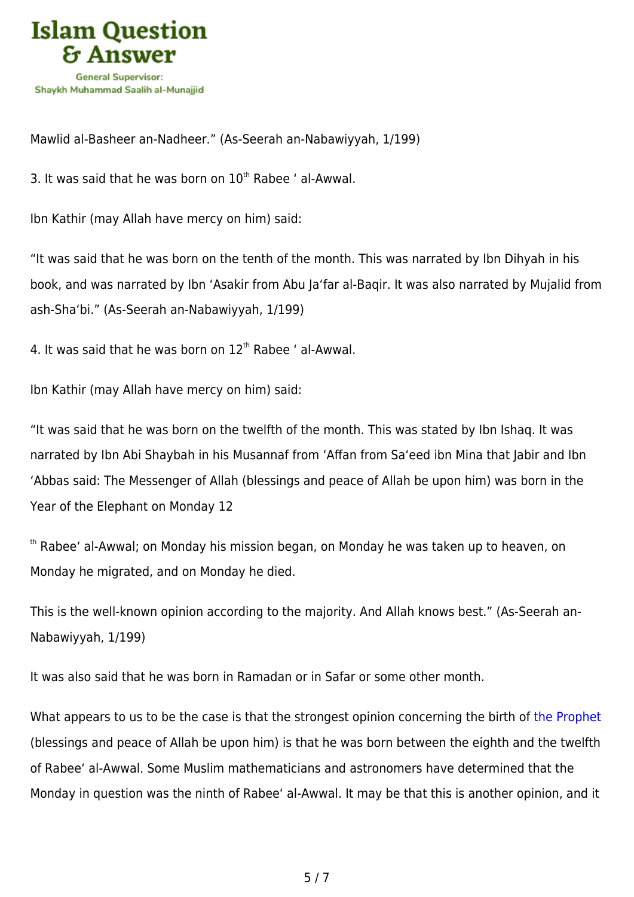Mawlid al-Basheer an-Nadheer.” (As-Seerah an-Nabawiyyah, 1/199)

3. It was said that he was born on 10th Rabee ‘ al-Awwal.

Ibn Kathir (may Allah have mercy on him) said:

“It was said that he was born on the tenth of the month. This was narrated by Ibn Dihyah in his book, and was narrated by Ibn ‘Asakir from Abu Ja‘far al-Baqir. It was also narrated by Mujalid from ash-Sha‘bi.” (As-Seerah an-Nabawiyyah, 1/199)

4. It was said that he was born on 12th Rabee ‘ al-Awwal.

Ibn Kathir (may Allah have mercy on him) said:

“It was said that he was born on the twelfth of the month. This was stated by Ibn Ishaq. It was narrated by Ibn Abi Shaybah in his Musannaf from ‘Affan from Sa‘eed ibn Mina that Jabir and Ibn ‘Abbas said: The Messenger of Allah (blessings and peace of Allah be upon him) was born in the Year of the Elephant on Monday 12th Rabee‘ al-Awwal; on Monday his mission began, on Monday he was taken up to heaven, on Monday he migrated, and on Monday he died.

This is the well-known opinion according to the majority. And Allah knows best.” (As-Seerah an-Nabawiyyah, 1/199)

It was also said that he was born in Ramadan or in Safar or some other month.

What appears to us to be the case is that the strongest opinion concerning the birth of the Prophet (blessings and peace of Allah be upon him) is that he was born between the eighth and the twelfth of Rabee‘ al-Awwal. Some Muslim mathematicians and astronomers have determined that the Monday in question was the ninth of Rabee‘ al-Awwal. It may be that this is another opinion, and it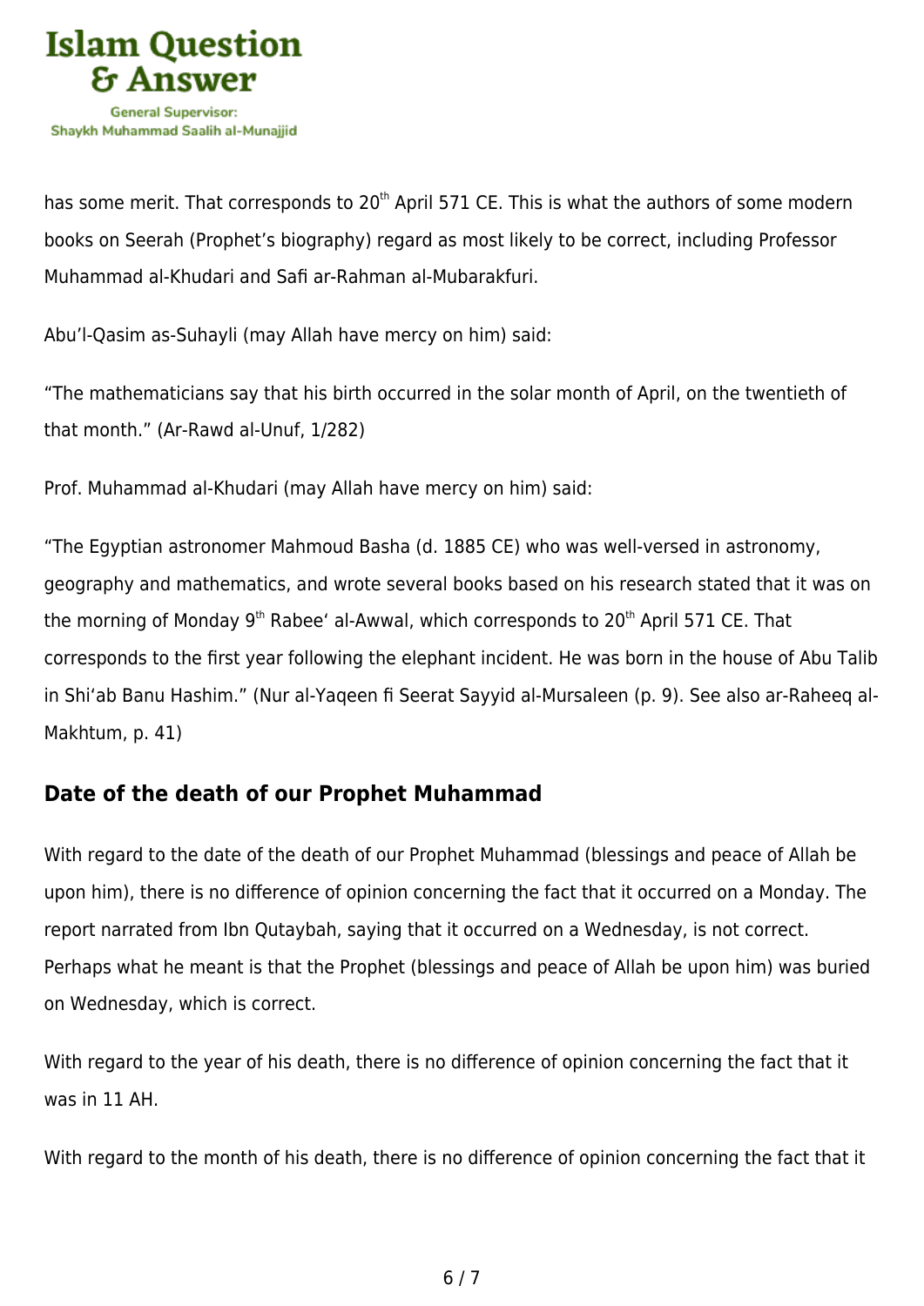has some merit. That corresponds to 20th April 571 CE. This is what the authors of some modern books on Seerah (Prophet's biography) regard as most likely to be correct, including Professor Muhammad al-Khudari and Safi ar-Rahman al-Mubarakfuri.

Abu'l-Qasim as-Suhayli (may Allah have mercy on him) said:

"The mathematicians say that his birth occurred in the solar month of April, on the twentieth of that month." (Ar-Rawd al-Unuf, 1/282)

Prof. Muhammad al-Khudari (may Allah have mercy on him) said:

"The Egyptian astronomer Mahmoud Basha (d. 1885 CE) who was well-versed in astronomy, geography and mathematics, and wrote several books based on his research stated that it was on the morning of Monday 9th Rabee' al-Awwal, which corresponds to 20th April 571 CE. That corresponds to the first year following the elephant incident. He was born in the house of Abu Talib in Shi'ab Banu Hashim." (Nur al-Yaqeen fi Seerat Sayyid al-Mursaleen (p. 9). See also ar-Raheeq al-Makhtum, p. 41)

## Date of the death of our Prophet Muhammad

With regard to the date of the death of our Prophet Muhammad (blessings and peace of Allah be upon him), there is no difference of opinion concerning the fact that it occurred on a Monday. The report narrated from Ibn Qutaybah, saying that it occurred on a Wednesday, is not correct. Perhaps what he meant is that the Prophet (blessings and peace of Allah be upon him) was buried on Wednesday, which is correct.

With regard to the year of his death, there is no difference of opinion concerning the fact that it was in 11 AH.

With regard to the month of his death, there is no difference of opinion concerning the fact that it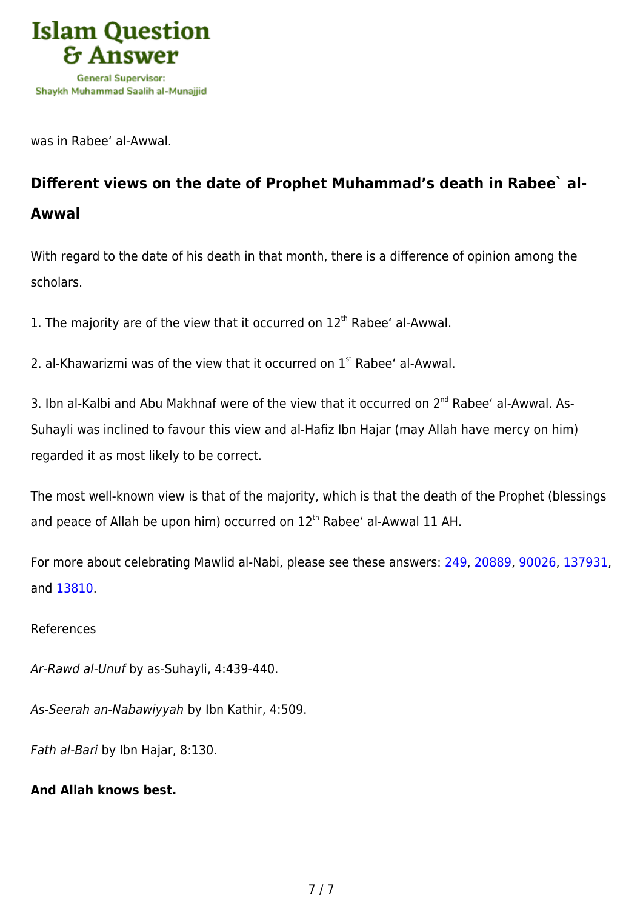was in Rabee‘ al-Awwal.

## Different views on the date of Prophet Muhammad’s death in Rabee` al-Awwal

With regard to the date of his death in that month, there is a difference of opinion among the scholars.

1. The majority are of the view that it occurred on 12th Rabee‘ al-Awwal.
2. al-Khawarizmi was of the view that it occurred on 1st Rabee‘ al-Awwal.
3. Ibn al-Kalbi and Abu Makhnaf were of the view that it occurred on 2nd Rabee‘ al-Awwal. As-Suhayli was inclined to favour this view and al-Hafiz Ibn Hajar (may Allah have mercy on him) regarded it as most likely to be correct.

The most well-known view is that of the majority, which is that the death of the Prophet (blessings and peace of Allah be upon him) occurred on 12th Rabee‘ al-Awwal 11 AH.

For more about celebrating Mawlid al-Nabi, please see these answers: 249, 20889, 90026, 137931, and 13810.

References

*Ar-Rawd al-Unuf* by as-Suhayli, 4:439-440.

*As-Seerah an-Nabawiyyah* by Ibn Kathir, 4:509.

*Fath al-Bari* by Ibn Hajar, 8:130.

**And Allah knows best.**